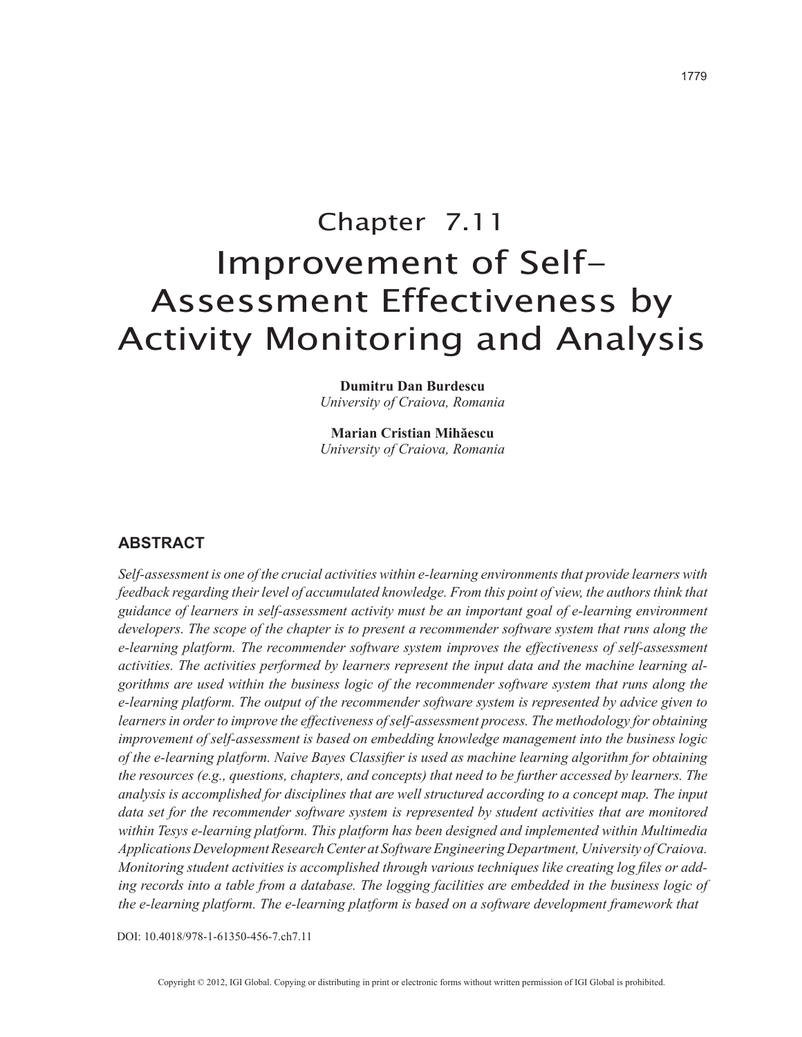# Chapter 7.11
# Improvement of Self-Assessment Effectiveness by Activity Monitoring and Analysis

**Dumitru Dan Burdescu**
*University of Craiova, Romania*

**Marian Cristian Mihăescu**
*University of Craiova, Romania*

## ABSTRACT

*Self-assessment is one of the crucial activities within e-learning environments that provide learners with feedback regarding their level of accumulated knowledge. From this point of view, the authors think that guidance of learners in self-assessment activity must be an important goal of e-learning environment developers. The scope of the chapter is to present a recommender software system that runs along the e-learning platform. The recommender software system improves the effectiveness of self-assessment activities. The activities performed by learners represent the input data and the machine learning algorithms are used within the business logic of the recommender software system that runs along the e-learning platform. The output of the recommender software system is represented by advice given to learners in order to improve the effectiveness of self-assessment process. The methodology for obtaining improvement of self-assessment is based on embedding knowledge management into the business logic of the e-learning platform. Naive Bayes Classifier is used as machine learning algorithm for obtaining the resources (e.g., questions, chapters, and concepts) that need to be further accessed by learners. The analysis is accomplished for disciplines that are well structured according to a concept map. The input data set for the recommender software system is represented by student activities that are monitored within Tesys e-learning platform. This platform has been designed and implemented within Multimedia Applications Development Research Center at Software Engineering Department, University of Craiova. Monitoring student activities is accomplished through various techniques like creating log files or adding records into a table from a database. The logging facilities are embedded in the business logic of the e-learning platform. The e-learning platform is based on a software development framework that*

DOI: 10.4018/978-1-61350-456-7.ch7.11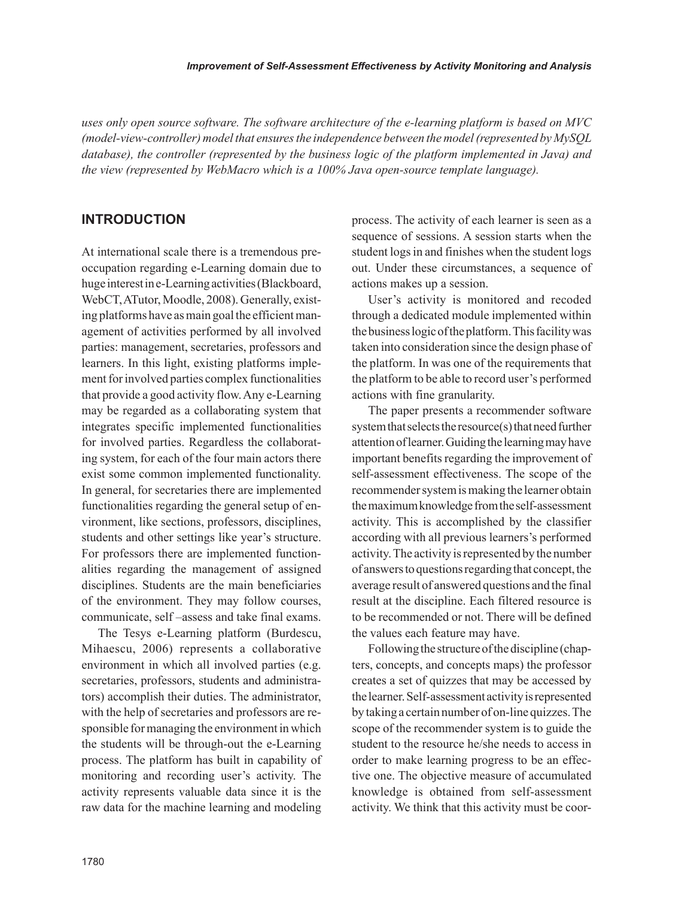*uses only open source software. The software architecture of the e-learning platform is based on MVC (model-view-controller) model that ensures the independence between the model (represented by MySQL database), the controller (represented by the business logic of the platform implemented in Java) and the view (represented by WebMacro which is a 100% Java open-source template language).*

## INTRODUCTION

At international scale there is a tremendous preoccupation regarding e-Learning domain due to huge interest in e-Learning activities (Blackboard, WebCT, ATutor, Moodle, 2008). Generally, existing platforms have as main goal the efficient management of activities performed by all involved parties: management, secretaries, professors and learners. In this light, existing platforms implement for involved parties complex functionalities that provide a good activity flow. Any e-Learning may be regarded as a collaborating system that integrates specific implemented functionalities for involved parties. Regardless the collaborating system, for each of the four main actors there exist some common implemented functionality. In general, for secretaries there are implemented functionalities regarding the general setup of environment, like sections, professors, disciplines, students and other settings like year's structure. For professors there are implemented functionalities regarding the management of assigned disciplines. Students are the main beneficiaries of the environment. They may follow courses, communicate, self –assess and take final exams.

The Tesys e-Learning platform (Burdescu, Mihaescu, 2006) represents a collaborative environment in which all involved parties (e.g. secretaries, professors, students and administrators) accomplish their duties. The administrator, with the help of secretaries and professors are responsible for managing the environment in which the students will be through-out the e-Learning process. The platform has built in capability of monitoring and recording user's activity. The activity represents valuable data since it is the raw data for the machine learning and modeling process. The activity of each learner is seen as a sequence of sessions. A session starts when the student logs in and finishes when the student logs out. Under these circumstances, a sequence of actions makes up a session.

User's activity is monitored and recoded through a dedicated module implemented within the business logic of the platform. This facility was taken into consideration since the design phase of the platform. In was one of the requirements that the platform to be able to record user's performed actions with fine granularity.

The paper presents a recommender software system that selects the resource(s) that need further attention of learner. Guiding the learning may have important benefits regarding the improvement of self-assessment effectiveness. The scope of the recommender system is making the learner obtain the maximum knowledge from the self-assessment activity. This is accomplished by the classifier according with all previous learners's performed activity. The activity is represented by the number of answers to questions regarding that concept, the average result of answered questions and the final result at the discipline. Each filtered resource is to be recommended or not. There will be defined the values each feature may have.

Following the structure of the discipline (chapters, concepts, and concepts maps) the professor creates a set of quizzes that may be accessed by the learner. Self-assessment activity is represented by taking a certain number of on-line quizzes. The scope of the recommender system is to guide the student to the resource he/she needs to access in order to make learning progress to be an effective one. The objective measure of accumulated knowledge is obtained from self-assessment activity. We think that this activity must be coor-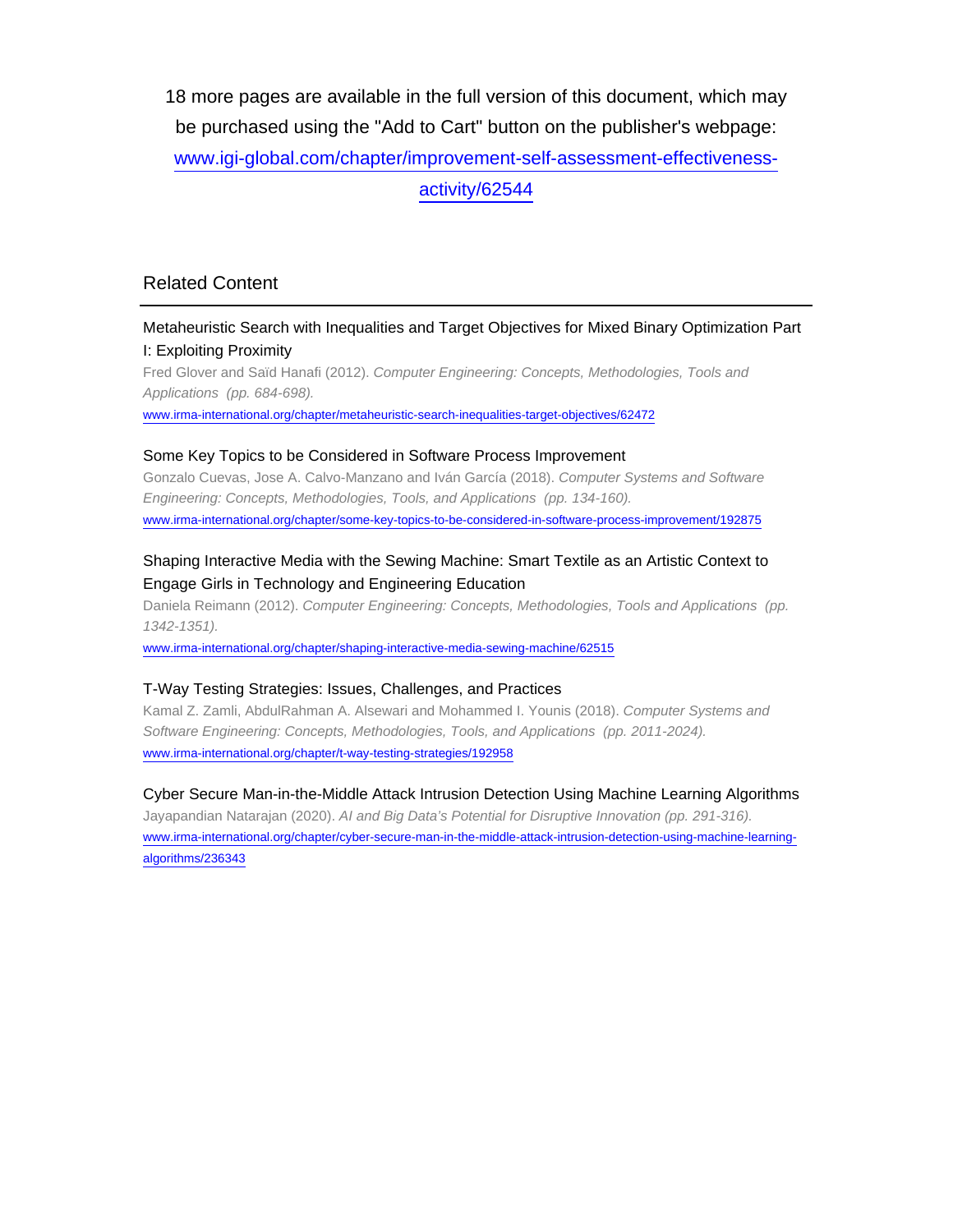18 more pages are available in the full version of this document, which may be purchased using the "Add to Cart" button on the publisher's webpage: [www.igi-global.com/chapter/improvement-self-assessment-effectiveness-activity/62544](www.igi-global.com/chapter/improvement-self-assessment-effectiveness-activity/62544)

## Related Content

**Metaheuristic Search with Inequalities and Target Objectives for Mixed Binary Optimization Part I: Exploiting Proximity**

Fred Glover and Saïd Hanafi (2012). *Computer Engineering: Concepts, Methodologies, Tools and Applications (pp. 684-698).*

[www.irma-international.org/chapter/metaheuristic-search-inequalities-target-objectives/62472](www.irma-international.org/chapter/metaheuristic-search-inequalities-target-objectives/62472)

**Some Key Topics to be Considered in Software Process Improvement**

Gonzalo Cuevas, Jose A. Calvo-Manzano and Iván García (2018). *Computer Systems and Software Engineering: Concepts, Methodologies, Tools, and Applications (pp. 134-160).*

[www.irma-international.org/chapter/some-key-topics-to-be-considered-in-software-process-improvement/192875](www.irma-international.org/chapter/some-key-topics-to-be-considered-in-software-process-improvement/192875)

**Shaping Interactive Media with the Sewing Machine: Smart Textile as an Artistic Context to Engage Girls in Technology and Engineering Education**

Daniela Reimann (2012). *Computer Engineering: Concepts, Methodologies, Tools and Applications (pp. 1342-1351).*

[www.irma-international.org/chapter/shaping-interactive-media-sewing-machine/62515](www.irma-international.org/chapter/shaping-interactive-media-sewing-machine/62515)

**T-Way Testing Strategies: Issues, Challenges, and Practices**

Kamal Z. Zamli, AbdulRahman A. Alsewari and Mohammed I. Younis (2018). *Computer Systems and Software Engineering: Concepts, Methodologies, Tools, and Applications (pp. 2011-2024).*

[www.irma-international.org/chapter/t-way-testing-strategies/192958](www.irma-international.org/chapter/t-way-testing-strategies/192958)

**Cyber Secure Man-in-the-Middle Attack Intrusion Detection Using Machine Learning Algorithms**

Jayapandian Natarajan (2020). *AI and Big Data's Potential for Disruptive Innovation (pp. 291-316).*

[www.irma-international.org/chapter/cyber-secure-man-in-the-middle-attack-intrusion-detection-using-machine-learning-algorithms/236343](www.irma-international.org/chapter/cyber-secure-man-in-the-middle-attack-intrusion-detection-using-machine-learning-algorithms/236343)